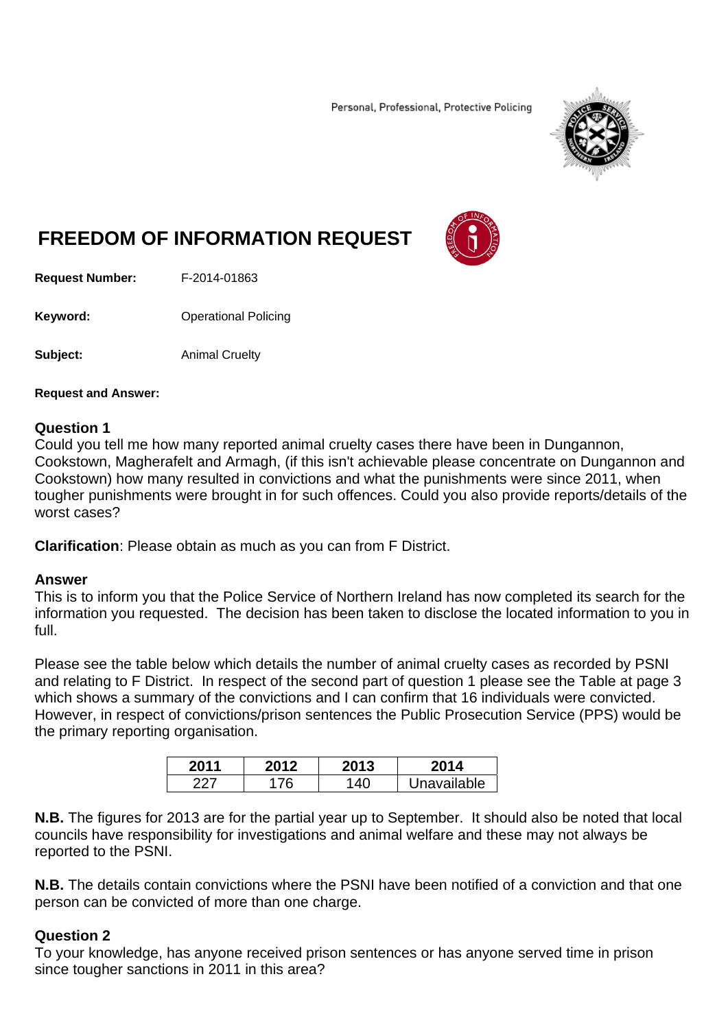Personal, Professional, Protective Policing

# FREEDOM OF INFORMATION REQUEST

**Request Number:** F-2014-01863

**Keyword:** Operational Policing

**Subject:** Animal Cruelty

**Request and Answer:**

**Question 1**
Could you tell me how many reported animal cruelty cases there have been in Dungannon, Cookstown, Magherafelt and Armagh, (if this isn't achievable please concentrate on Dungannon and Cookstown) how many resulted in convictions and what the punishments were since 2011, when tougher punishments were brought in for such offences. Could you also provide reports/details of the worst cases?

**Clarification**: Please obtain as much as you can from F District.

**Answer**
This is to inform you that the Police Service of Northern Ireland has now completed its search for the information you requested. The decision has been taken to disclose the located information to you in full.

Please see the table below which details the number of animal cruelty cases as recorded by PSNI and relating to F District. In respect of the second part of question 1 please see the Table at page 3 which shows a summary of the convictions and I can confirm that 16 individuals were convicted. However, in respect of convictions/prison sentences the Public Prosecution Service (PPS) would be the primary reporting organisation.

| 2011 | 2012 | 2013 | 2014 |
|---|---|---|---|
| 227 | 176 | 140 | Unavailable |

**N.B.** The figures for 2013 are for the partial year up to September. It should also be noted that local councils have responsibility for investigations and animal welfare and these may not always be reported to the PSNI.

**N.B.** The details contain convictions where the PSNI have been notified of a conviction and that one person can be convicted of more than one charge.

**Question 2**
To your knowledge, has anyone received prison sentences or has anyone served time in prison since tougher sanctions in 2011 in this area?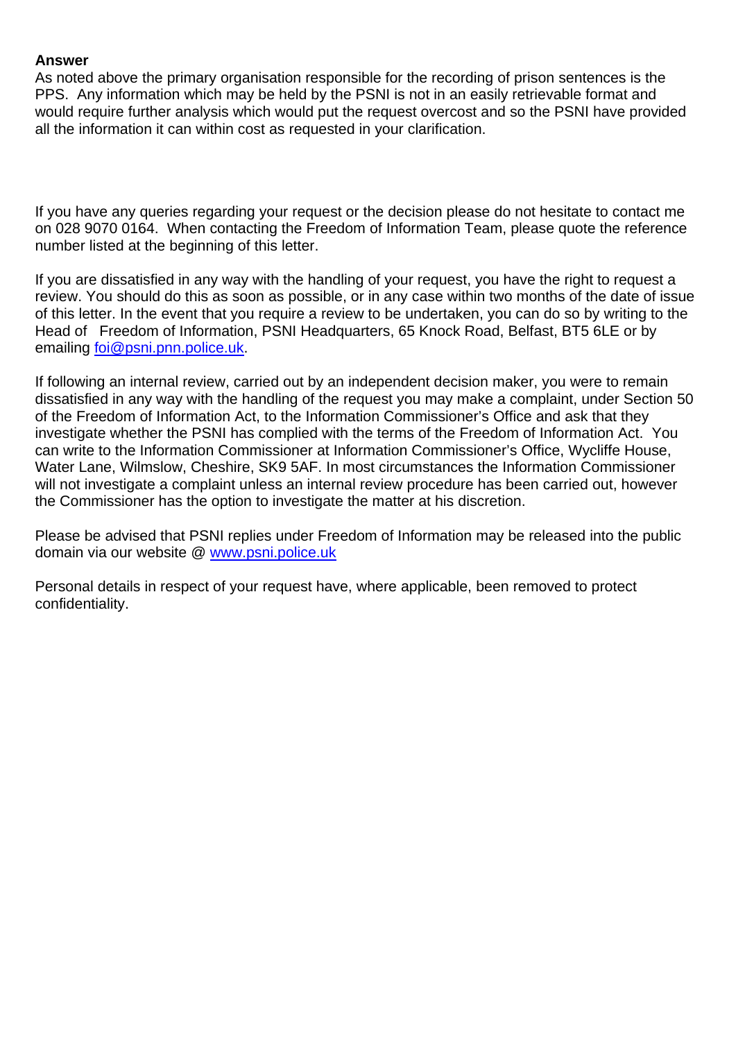**Answer**

As noted above the primary organisation responsible for the recording of prison sentences is the PPS. Any information which may be held by the PSNI is not in an easily retrievable format and would require further analysis which would put the request overcost and so the PSNI have provided all the information it can within cost as requested in your clarification.

If you have any queries regarding your request or the decision please do not hesitate to contact me on 028 9070 0164. When contacting the Freedom of Information Team, please quote the reference number listed at the beginning of this letter.

If you are dissatisfied in any way with the handling of your request, you have the right to request a review. You should do this as soon as possible, or in any case within two months of the date of issue of this letter. In the event that you require a review to be undertaken, you can do so by writing to the Head of Freedom of Information, PSNI Headquarters, 65 Knock Road, Belfast, BT5 6LE or by emailing [foi@psni.pnn.police.uk](mailto:foi@psni.pnn.police.uk).

If following an internal review, carried out by an independent decision maker, you were to remain dissatisfied in any way with the handling of the request you may make a complaint, under Section 50 of the Freedom of Information Act, to the Information Commissioner's Office and ask that they investigate whether the PSNI has complied with the terms of the Freedom of Information Act. You can write to the Information Commissioner at Information Commissioner's Office, Wycliffe House, Water Lane, Wilmslow, Cheshire, SK9 5AF. In most circumstances the Information Commissioner will not investigate a complaint unless an internal review procedure has been carried out, however the Commissioner has the option to investigate the matter at his discretion.

Please be advised that PSNI replies under Freedom of Information may be released into the public domain via our website @ [www.psni.police.uk](http://www.psni.police.uk)

Personal details in respect of your request have, where applicable, been removed to protect confidentiality.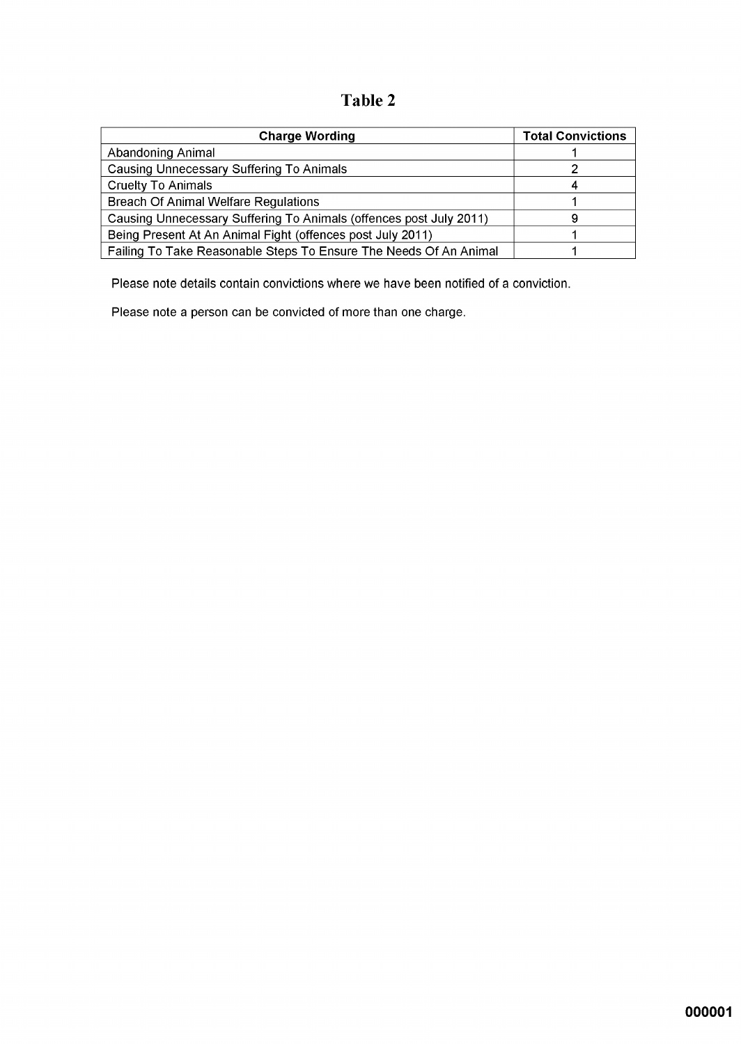# Table 2

| Charge Wording | Total Convictions |
|---|---|
| Abandoning Animal | 1 |
| Causing Unnecessary Suffering To Animals | 2 |
| Cruelty To Animals | 4 |
| Breach Of Animal Welfare Regulations | 1 |
| Causing Unnecessary Suffering To Animals (offences post July 2011) | 9 |
| Being Present At An Animal Fight (offences post July 2011) | 1 |
| Failing To Take Reasonable Steps To Ensure The Needs Of An Animal | 1 |

Please note details contain convictions where we have been notified of a conviction.

Please note a person can be convicted of more than one charge.